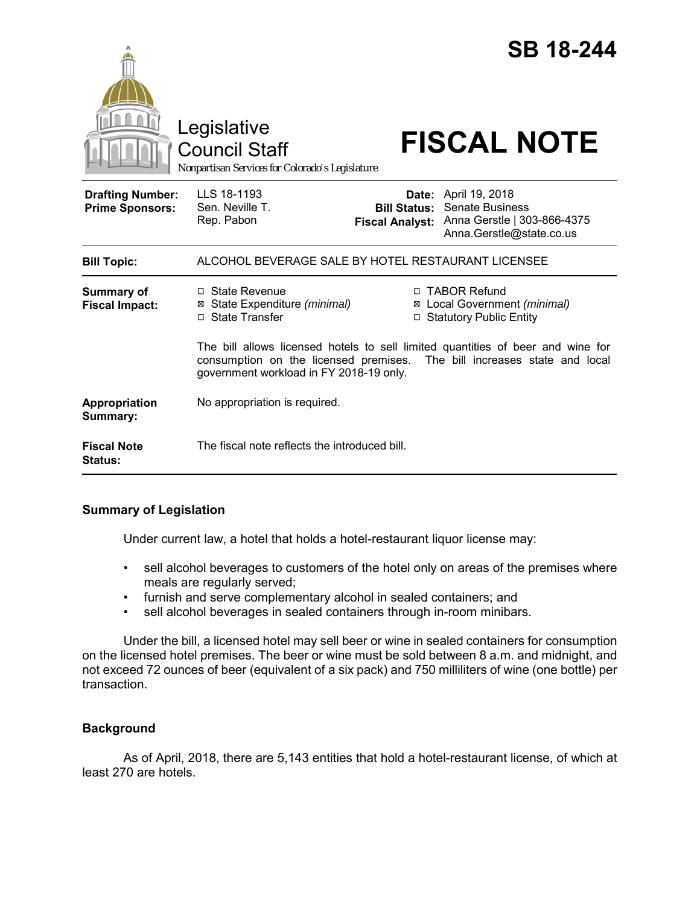# SB 18-244

Legislative Council Staff

*Nonpartisan Services for Colorado's Legislature*

# FISCAL NOTE

| | | | |
|---|---|---|---|
| **Drafting Number:** | LLS 18-1193 | **Date:** | April 19, 2018 |
| **Prime Sponsors:** | Sen. Neville T. | **Bill Status:** | Senate Business |
| | Rep. Pabon | **Fiscal Analyst:** | Anna Gerstle \| 303-866-4375 |
| | | | Anna.Gerstle@state.co.us |

| | |
|---|---|
| **Bill Topic:** | ALCOHOL BEVERAGE SALE BY HOTEL RESTAURANT LICENSEE |
| **Summary of Fiscal Impact:** | ☐ State Revenue<br>☒ State Expenditure *(minimal)*<br>☐ State Transfer<br>☐ TABOR Refund<br>☒ Local Government *(minimal)*<br>☐ Statutory Public Entity<br><br>The bill allows licensed hotels to sell limited quantities of beer and wine for consumption on the licensed premises. The bill increases state and local government workload in FY 2018-19 only. |
| **Appropriation Summary:** | No appropriation is required. |
| **Fiscal Note Status:** | The fiscal note reflects the introduced bill. |

## Summary of Legislation

Under current law, a hotel that holds a hotel-restaurant liquor license may:

- sell alcohol beverages to customers of the hotel only on areas of the premises where meals are regularly served;
- furnish and serve complementary alcohol in sealed containers; and
- sell alcohol beverages in sealed containers through in-room minibars.

Under the bill, a licensed hotel may sell beer or wine in sealed containers for consumption on the licensed hotel premises. The beer or wine must be sold between 8 a.m. and midnight, and not exceed 72 ounces of beer (equivalent of a six pack) and 750 milliliters of wine (one bottle) per transaction.

## Background

As of April, 2018, there are 5,143 entities that hold a hotel-restaurant license, of which at least 270 are hotels.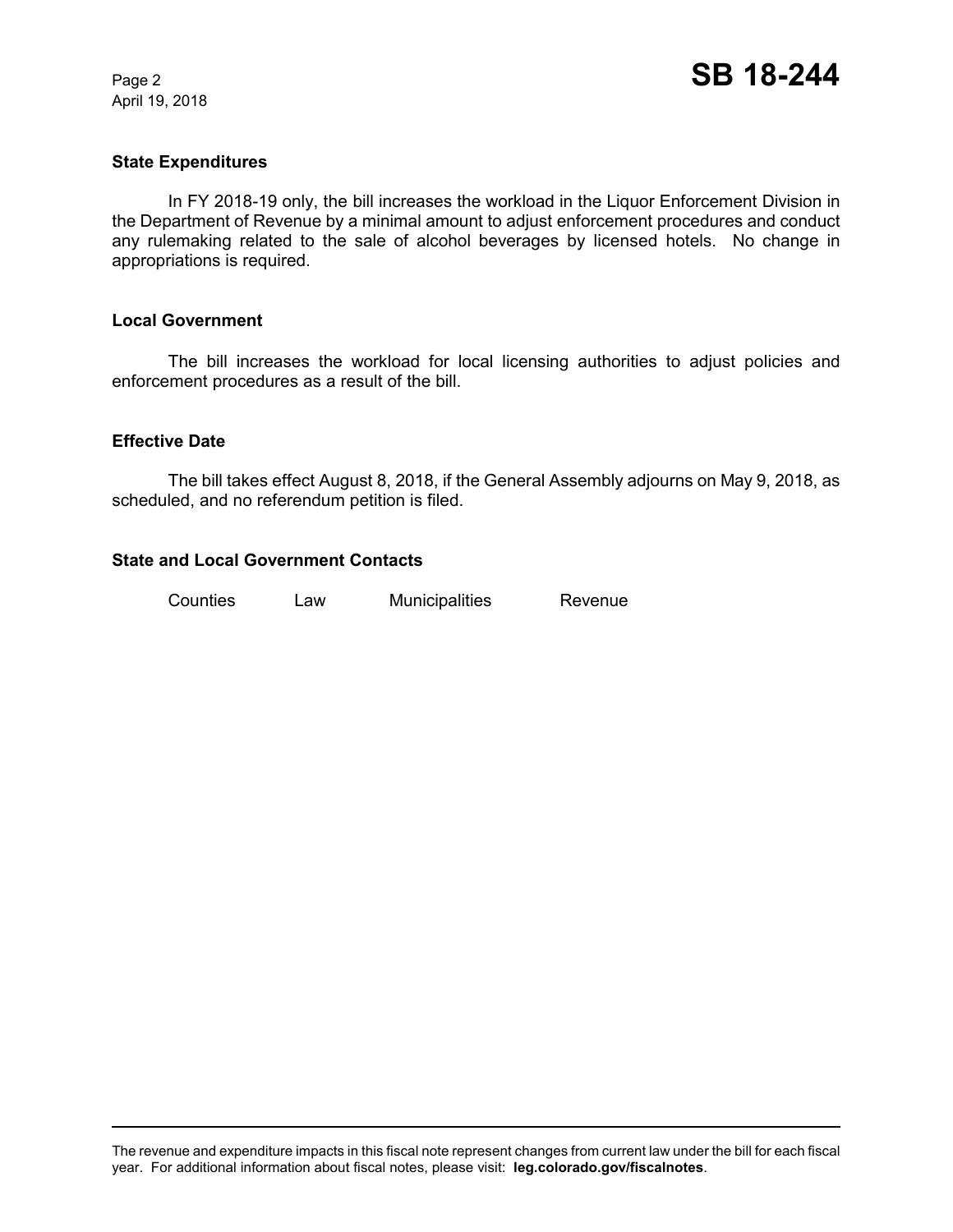### State Expenditures

In FY 2018-19 only, the bill increases the workload in the Liquor Enforcement Division in the Department of Revenue by a minimal amount to adjust enforcement procedures and conduct any rulemaking related to the sale of alcohol beverages by licensed hotels. No change in appropriations is required.

### Local Government

The bill increases the workload for local licensing authorities to adjust policies and enforcement procedures as a result of the bill.

### Effective Date

The bill takes effect August 8, 2018, if the General Assembly adjourns on May 9, 2018, as scheduled, and no referendum petition is filed.

### State and Local Government Contacts

Counties Law Municipalities Revenue

The revenue and expenditure impacts in this fiscal note represent changes from current law under the bill for each fiscal year. For additional information about fiscal notes, please visit: **leg.colorado.gov/fiscalnotes**.